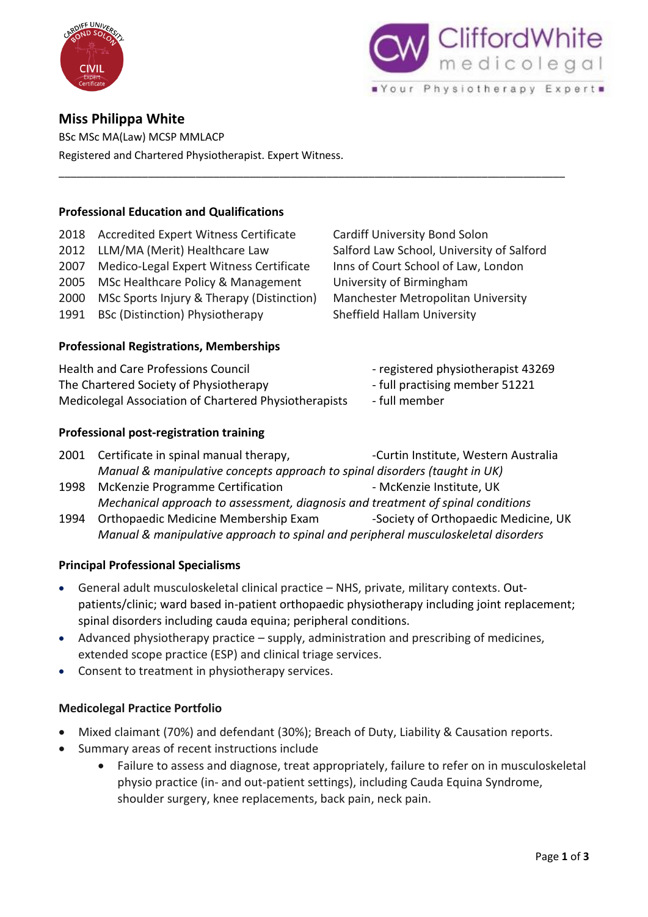CARDIFF UNIVERSITY BOND SOLON CIVIL Expert Certificate

CliffordWhite medicolegal ▪Your Physiotherapy Expert▪

# Miss Philippa White

BSc MSc MA(Law) MCSP MMLACP

Registered and Chartered Physiotherapist. Expert Witness.

---

## Professional Education and Qualifications

| | | |
|---|---|---|
| 2018 | Accredited Expert Witness Certificate | Cardiff University Bond Solon |
| 2012 | LLM/MA (Merit) Healthcare Law | Salford Law School, University of Salford |
| 2007 | Medico-Legal Expert Witness Certificate | Inns of Court School of Law, London |
| 2005 | MSc Healthcare Policy & Management | University of Birmingham |
| 2000 | MSc Sports Injury & Therapy (Distinction) | Manchester Metropolitan University |
| 1991 | BSc (Distinction) Physiotherapy | Sheffield Hallam University |

## Professional Registrations, Memberships

| | |
|---|---|
| Health and Care Professions Council | - registered physiotherapist 43269 |
| The Chartered Society of Physiotherapy | - full practising member 51221 |
| Medicolegal Association of Chartered Physiotherapists | - full member |

## Professional post-registration training

2001 Certificate in spinal manual therapy, -Curtin Institute, Western Australia
*Manual & manipulative concepts approach to spinal disorders (taught in UK)*

1998 McKenzie Programme Certification - McKenzie Institute, UK
*Mechanical approach to assessment, diagnosis and treatment of spinal conditions*

1994 Orthopaedic Medicine Membership Exam -Society of Orthopaedic Medicine, UK
*Manual & manipulative approach to spinal and peripheral musculoskeletal disorders*

## Principal Professional Specialisms

- General adult musculoskeletal clinical practice – NHS, private, military contexts. Out-patients/clinic; ward based in-patient orthopaedic physiotherapy including joint replacement; spinal disorders including cauda equina; peripheral conditions.
- Advanced physiotherapy practice – supply, administration and prescribing of medicines, extended scope practice (ESP) and clinical triage services.
- Consent to treatment in physiotherapy services.

## Medicolegal Practice Portfolio

- Mixed claimant (70%) and defendant (30%); Breach of Duty, Liability & Causation reports.
- Summary areas of recent instructions include
  - Failure to assess and diagnose, treat appropriately, failure to refer on in musculoskeletal physio practice (in- and out-patient settings), including Cauda Equina Syndrome, shoulder surgery, knee replacements, back pain, neck pain.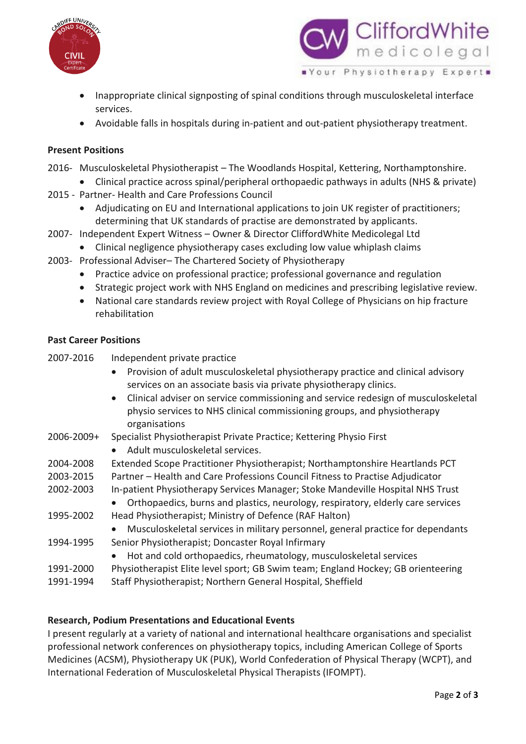- Inappropriate clinical signposting of spinal conditions through musculoskeletal interface services.
- Avoidable falls in hospitals during in-patient and out-patient physiotherapy treatment.

**Present Positions**

2016- Musculoskeletal Physiotherapist – The Woodlands Hospital, Kettering, Northamptonshire.

- Clinical practice across spinal/peripheral orthopaedic pathways in adults (NHS & private)

2015 - Partner- Health and Care Professions Council

- Adjudicating on EU and International applications to join UK register of practitioners; determining that UK standards of practise are demonstrated by applicants.

2007- Independent Expert Witness – Owner & Director CliffordWhite Medicolegal Ltd

- Clinical negligence physiotherapy cases excluding low value whiplash claims

2003- Professional Adviser– The Chartered Society of Physiotherapy

- Practice advice on professional practice; professional governance and regulation
- Strategic project work with NHS England on medicines and prescribing legislative review.
- National care standards review project with Royal College of Physicians on hip fracture rehabilitation

**Past Career Positions**

2007-2016 Independent private practice

- Provision of adult musculoskeletal physiotherapy practice and clinical advisory services on an associate basis via private physiotherapy clinics.
- Clinical adviser on service commissioning and service redesign of musculoskeletal physio services to NHS clinical commissioning groups, and physiotherapy organisations

2006-2009+ Specialist Physiotherapist Private Practice; Kettering Physio First

- Adult musculoskeletal services.

2004-2008 Extended Scope Practitioner Physiotherapist; Northamptonshire Heartlands PCT

2003-2015 Partner – Health and Care Professions Council Fitness to Practise Adjudicator

2002-2003 In-patient Physiotherapy Services Manager; Stoke Mandeville Hospital NHS Trust

- Orthopaedics, burns and plastics, neurology, respiratory, elderly care services

1995-2002 Head Physiotherapist; Ministry of Defence (RAF Halton)

- Musculoskeletal services in military personnel, general practice for dependants

1994-1995 Senior Physiotherapist; Doncaster Royal Infirmary

- Hot and cold orthopaedics, rheumatology, musculoskeletal services

1991-2000 Physiotherapist Elite level sport; GB Swim team; England Hockey; GB orienteering

1991-1994 Staff Physiotherapist; Northern General Hospital, Sheffield

**Research, Podium Presentations and Educational Events**

I present regularly at a variety of national and international healthcare organisations and specialist professional network conferences on physiotherapy topics, including American College of Sports Medicines (ACSM), Physiotherapy UK (PUK), World Confederation of Physical Therapy (WCPT), and International Federation of Musculoskeletal Physical Therapists (IFOMPT).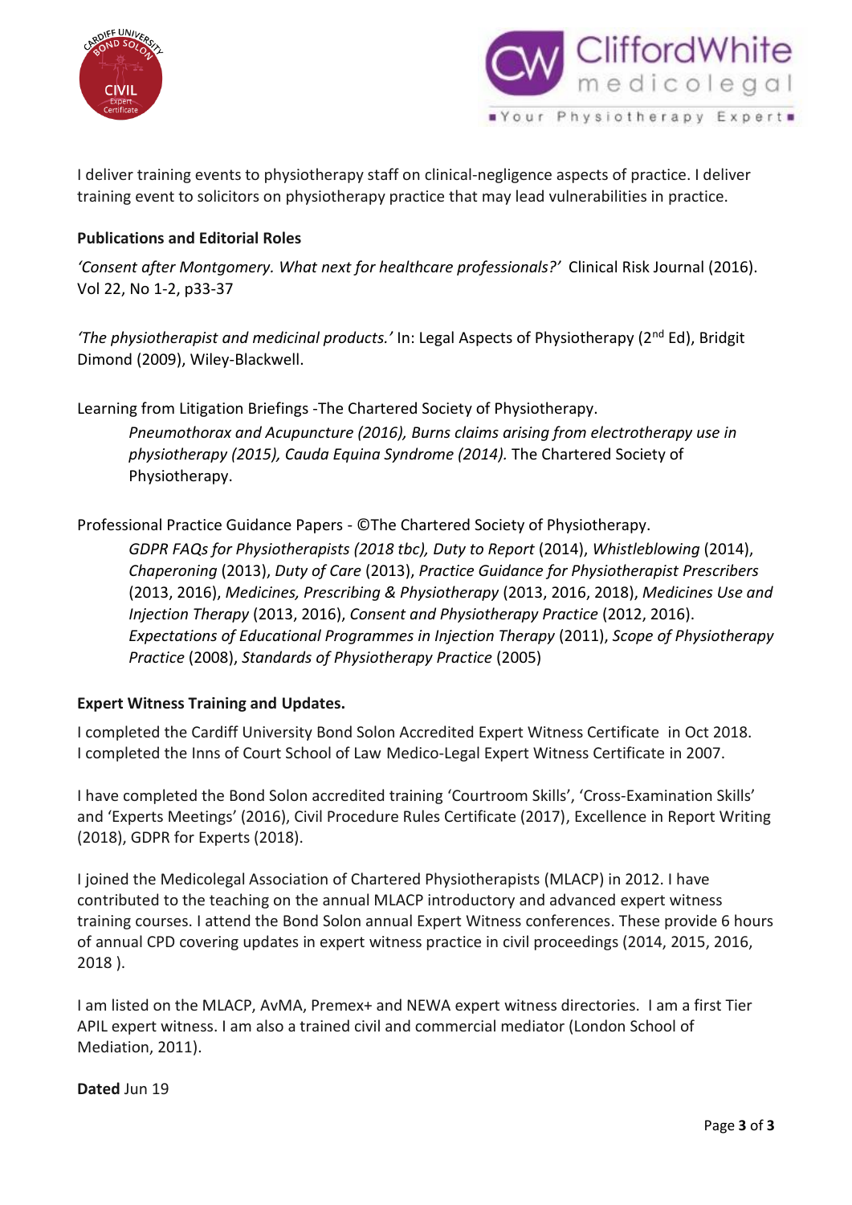I deliver training events to physiotherapy staff on clinical-negligence aspects of practice. I deliver training event to solicitors on physiotherapy practice that may lead vulnerabilities in practice.

**Publications and Editorial Roles**

*'Consent after Montgomery. What next for healthcare professionals?'* Clinical Risk Journal (2016). Vol 22, No 1-2, p33-37

*'The physiotherapist and medicinal products.'* In: Legal Aspects of Physiotherapy (2nd Ed), Bridgit Dimond (2009), Wiley-Blackwell.

Learning from Litigation Briefings -The Chartered Society of Physiotherapy.

> *Pneumothorax and Acupuncture (2016), Burns claims arising from electrotherapy use in physiotherapy (2015), Cauda Equina Syndrome (2014).* The Chartered Society of Physiotherapy.

Professional Practice Guidance Papers - ©The Chartered Society of Physiotherapy.

> *GDPR FAQs for Physiotherapists (2018 tbc), Duty to Report* (2014), *Whistleblowing* (2014), *Chaperoning* (2013), *Duty of Care* (2013), *Practice Guidance for Physiotherapist Prescribers* (2013, 2016), *Medicines, Prescribing & Physiotherapy* (2013, 2016, 2018), *Medicines Use and Injection Therapy* (2013, 2016), *Consent and Physiotherapy Practice* (2012, 2016). *Expectations of Educational Programmes in Injection Therapy* (2011), *Scope of Physiotherapy Practice* (2008), *Standards of Physiotherapy Practice* (2005)

**Expert Witness Training and Updates.**

I completed the Cardiff University Bond Solon Accredited Expert Witness Certificate in Oct 2018. I completed the Inns of Court School of Law Medico-Legal Expert Witness Certificate in 2007.

I have completed the Bond Solon accredited training 'Courtroom Skills', 'Cross-Examination Skills' and 'Experts Meetings' (2016), Civil Procedure Rules Certificate (2017), Excellence in Report Writing (2018), GDPR for Experts (2018).

I joined the Medicolegal Association of Chartered Physiotherapists (MLACP) in 2012. I have contributed to the teaching on the annual MLACP introductory and advanced expert witness training courses. I attend the Bond Solon annual Expert Witness conferences. These provide 6 hours of annual CPD covering updates in expert witness practice in civil proceedings (2014, 2015, 2016, 2018 ).

I am listed on the MLACP, AvMA, Premex+ and NEWA expert witness directories. I am a first Tier APIL expert witness. I am also a trained civil and commercial mediator (London School of Mediation, 2011).

**Dated** Jun 19